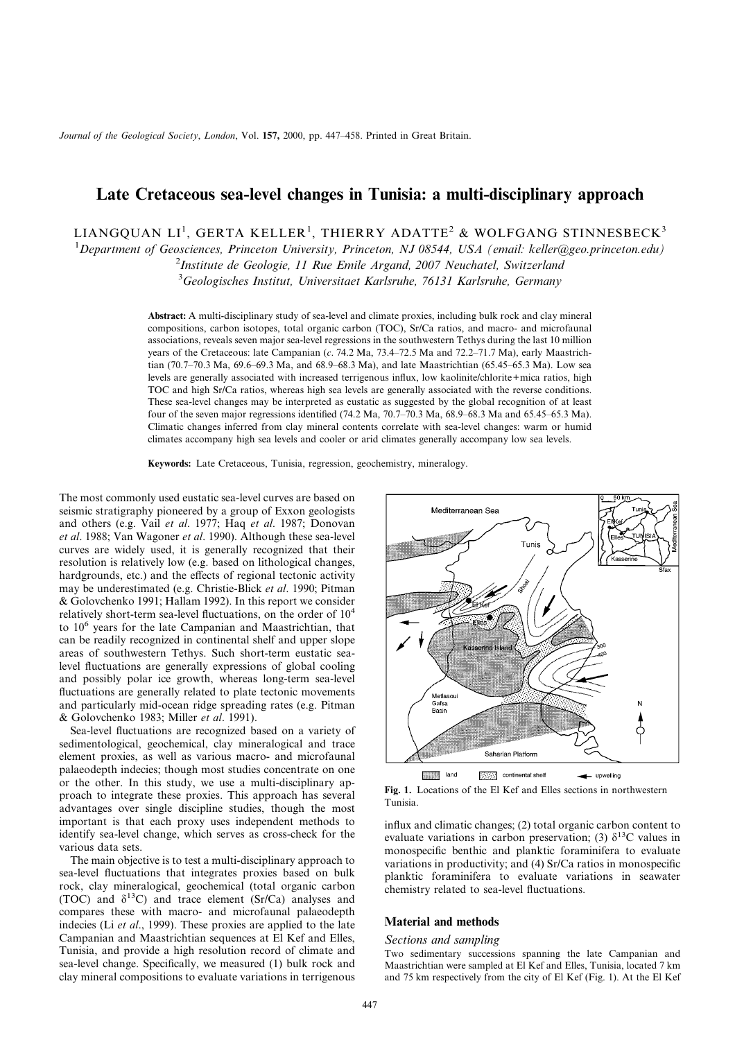# Late Cretaceous sea-level changes in Tunisia: a multi-disciplinary approach

LIANGQUAN LI[1], GERTA KELLER[1], THIERRY ADATTE[2] & WOLFGANG STINNESBECK[3]

[1]*Department of Geosciences, Princeton University, Princeton, NJ 08544, USA (email: keller@geo.princeton.edu)*

[2]*Institute de Geologie, 11 Rue Emile Argand, 2007 Neuchatel, Switzerland*

[3]*Geologisches Institut, Universitaet Karlsruhe, 76131 Karlsruhe, Germany*

**Abstract:** A multi-disciplinary study of sea-level and climate proxies, including bulk rock and clay mineral compositions, carbon isotopes, total organic carbon (TOC), Sr/Ca ratios, and macro- and microfaunal associations, reveals seven major sea-level regressions in the southwestern Tethys during the last 10 million years of the Cretaceous: late Campanian (*c.* 74.2 Ma, 73.4–72.5 Ma and 72.2–71.7 Ma), early Maastrichtian (70.7–70.3 Ma, 69.6–69.3 Ma, and 68.9–68.3 Ma), and late Maastrichtian (65.45–65.3 Ma). Low sea levels are generally associated with increased terrigenous influx, low kaolinite/chlorite+mica ratios, high TOC and high Sr/Ca ratios, whereas high sea levels are generally associated with the reverse conditions. These sea-level changes may be interpreted as eustatic as suggested by the global recognition of at least four of the seven major regressions identified (74.2 Ma, 70.7–70.3 Ma, 68.9–68.3 Ma and 65.45–65.3 Ma). Climatic changes inferred from clay mineral contents correlate with sea-level changes: warm or humid climates accompany high sea levels and cooler or arid climates generally accompany low sea levels.

**Keywords:** Late Cretaceous, Tunisia, regression, geochemistry, mineralogy.

The most commonly used eustatic sea-level curves are based on seismic stratigraphy pioneered by a group of Exxon geologists and others (e.g. Vail *et al*. 1977; Haq *et al*. 1987; Donovan *et al*. 1988; Van Wagoner *et al*. 1990). Although these sea-level curves are widely used, it is generally recognized that their resolution is relatively low (e.g. based on lithological changes, hardgrounds, etc.) and the effects of regional tectonic activity may be underestimated (e.g. Christie-Blick *et al*. 1990; Pitman & Golovchenko 1991; Hallam 1992). In this report we consider relatively short-term sea-level fluctuations, on the order of $10^4$ to $10^6$ years for the late Campanian and Maastrichtian, that can be readily recognized in continental shelf and upper slope areas of southwestern Tethys. Such short-term eustatic sea-level fluctuations are generally expressions of global cooling and possibly polar ice growth, whereas long-term sea-level fluctuations are generally related to plate tectonic movements and particularly mid-ocean ridge spreading rates (e.g. Pitman & Golovchenko 1983; Miller *et al*. 1991).

Sea-level fluctuations are recognized based on a variety of sedimentological, geochemical, clay mineralogical and trace element proxies, as well as various macro- and microfaunal palaeodepth indecies; though most studies concentrate on one or the other. In this study, we use a multi-disciplinary approach to integrate these proxies. This approach has several advantages over single discipline studies, though the most important is that each proxy uses independent methods to identify sea-level change, which serves as cross-check for the various data sets.

The main objective is to test a multi-disciplinary approach to sea-level fluctuations that integrates proxies based on bulk rock, clay mineralogical, geochemical (total organic carbon (TOC) and $\delta^{13}C$) and trace element (Sr/Ca) analyses and compares these with macro- and microfaunal palaeodepth indecies (Li *et al*., 1999). These proxies are applied to the late Campanian and Maastrichtian sequences at El Kef and Elles, Tunisia, and provide a high resolution record of climate and sea-level change. Specifically, we measured (1) bulk rock and clay mineral compositions to evaluate variations in terrigenous influx and climatic changes; (2) total organic carbon content to evaluate variations in carbon preservation; (3) $\delta^{13}C$ values in monospecific benthic and planktic foraminifera to evaluate variations in productivity; and (4) Sr/Ca ratios in monospecific planktic foraminifera to evaluate variations in seawater chemistry related to sea-level fluctuations.

**Fig. 1.** Locations of the El Kef and Elles sections in northwestern Tunisia.

## Material and methods

### *Sections and sampling*

Two sedimentary successions spanning the late Campanian and Maastrichtian were sampled at El Kef and Elles, Tunisia, located 7 km and 75 km respectively from the city of El Kef (Fig. 1). At the El Kef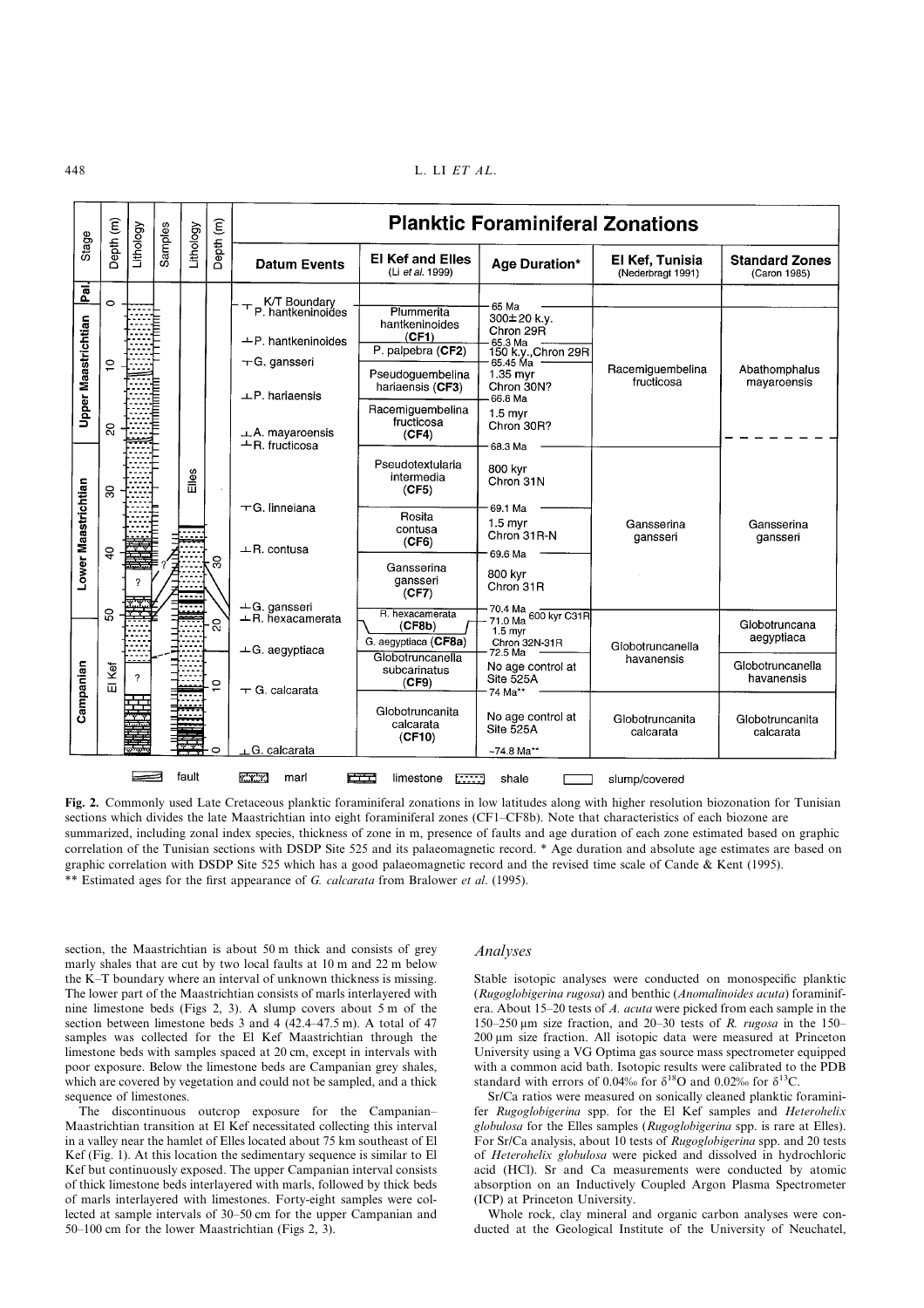**Fig. 2.** Commonly used Late Cretaceous planktic foraminiferal zonations in low latitudes along with higher resolution biozonation for Tunisian sections which divides the late Maastrichtian into eight foraminiferal zones (CF1–CF8b). Note that characteristics of each biozone are summarized, including zonal index species, thickness of zone in m, presence of faults and age duration of each zone estimated based on graphic correlation of the Tunisian sections with DSDP Site 525 and its palaeomagnetic record. * Age duration and absolute age estimates are based on graphic correlation with DSDP Site 525 which has a good palaeomagnetic record and the revised time scale of Cande & Kent (1995). ** Estimated ages for the first appearance of *G. calcarata* from Bralower *et al.* (1995).

section, the Maastrichtian is about 50 m thick and consists of grey marly shales that are cut by two local faults at 10 m and 22 m below the K–T boundary where an interval of unknown thickness is missing. The lower part of the Maastrichtian consists of marls interlayered with nine limestone beds (Figs 2, 3). A slump covers about 5 m of the section between limestone beds 3 and 4 (42.4–47.5 m). A total of 47 samples was collected for the El Kef Maastrichtian through the limestone beds with samples spaced at 20 cm, except in intervals with poor exposure. Below the limestone beds are Campanian grey shales, which are covered by vegetation and could not be sampled, and a thick sequence of limestones.

The discontinuous outcrop exposure for the Campanian–Maastrichtian transition at El Kef necessitated collecting this interval in a valley near the hamlet of Elles located about 75 km southeast of El Kef (Fig. 1). At this location the sedimentary sequence is similar to El Kef but continuously exposed. The upper Campanian interval consists of thick limestone beds interlayered with marls, followed by thick beds of marls interlayered with limestones. Forty-eight samples were collected at sample intervals of 30–50 cm for the upper Campanian and 50–100 cm for the lower Maastrichtian (Figs 2, 3).

### *Analyses*

Stable isotopic analyses were conducted on monospecific planktic (*Rugoglobigerina rugosa*) and benthic (*Anomalinoides acuta*) foraminifera. About 15–20 tests of *A. acuta* were picked from each sample in the 150–250 μm size fraction, and 20–30 tests of *R. rugosa* in the 150–200 μm size fraction. All isotopic data were measured at Princeton University using a VG Optima gas source mass spectrometer equipped with a common acid bath. Isotopic results were calibrated to the PDB standard with errors of 0.04‰ for $\delta^{18}O$ and 0.02‰ for $\delta^{13}C$.

Sr/Ca ratios were measured on sonically cleaned planktic foraminifer *Rugoglobigerina* spp. for the El Kef samples and *Heterohelix globulosa* for the Elles samples (*Rugoglobigerina* spp. is rare at Elles). For Sr/Ca analysis, about 10 tests of *Rugoglobigerina* spp. and 20 tests of *Heterohelix globulosa* were picked and dissolved in hydrochloric acid (HCl). Sr and Ca measurements were conducted by atomic absorption on an Inductively Coupled Argon Plasma Spectrometer (ICP) at Princeton University.

Whole rock, clay mineral and organic carbon analyses were conducted at the Geological Institute of the University of Neuchatel,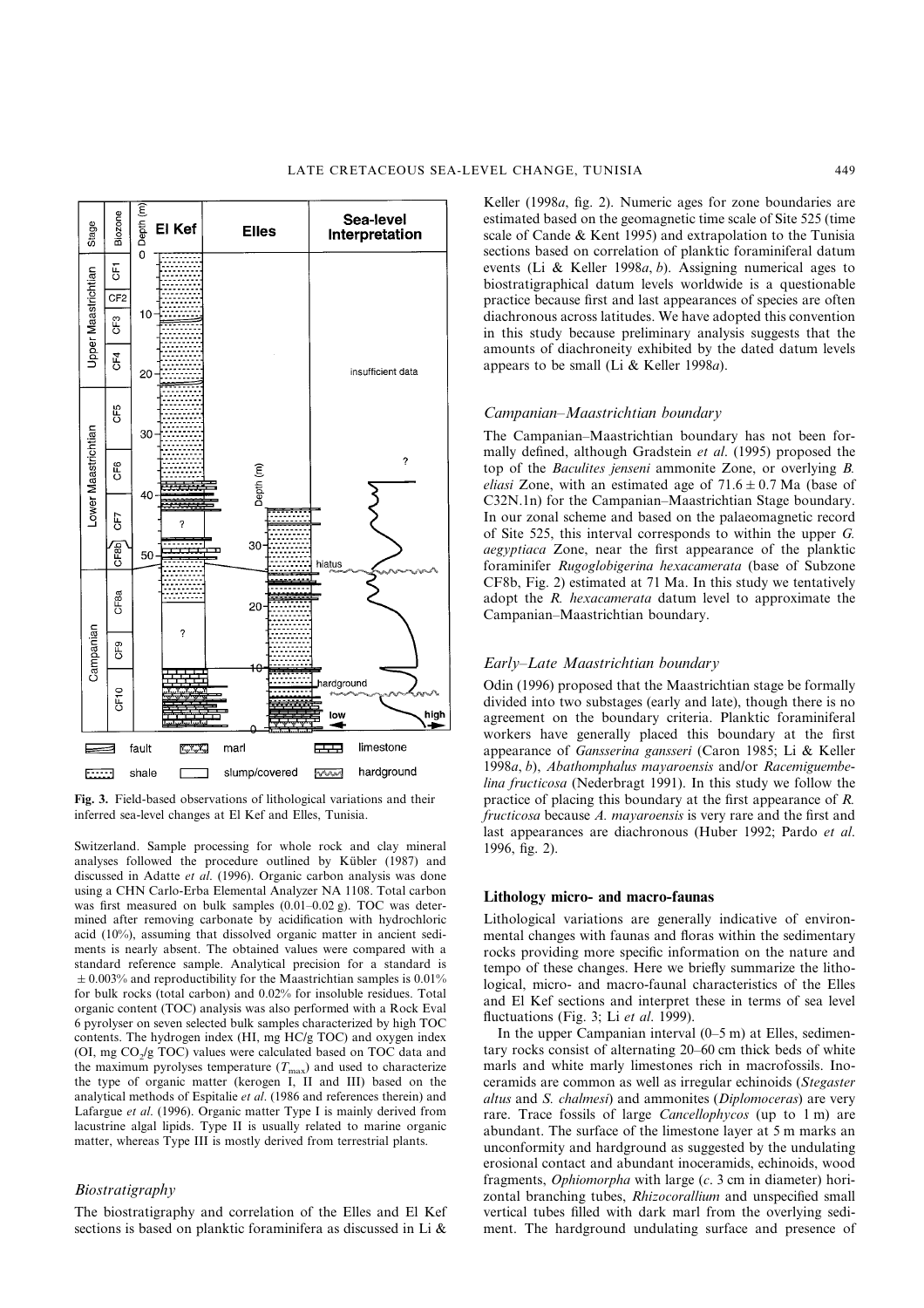Fig. 3. Field-based observations of lithological variations and their inferred sea-level changes at El Kef and Elles, Tunisia.

Switzerland. Sample processing for whole rock and clay mineral analyses followed the procedure outlined by Kübler (1987) and discussed in Adatte *et al.* (1996). Organic carbon analysis was done using a CHN Carlo-Erba Elemental Analyzer NA 1108. Total carbon was first measured on bulk samples (0.01–0.02 g). TOC was determined after removing carbonate by acidification with hydrochloric acid (10%), assuming that dissolved organic matter in ancient sediments is nearly absent. The obtained values were compared with a standard reference sample. Analytical precision for a standard is $\pm$ 0.003% and reproductibility for the Maastrichtian samples is 0.01% for bulk rocks (total carbon) and 0.02% for insoluble residues. Total organic content (TOC) analysis was also performed with a Rock Eval 6 pyrolyser on seven selected bulk samples characterized by high TOC contents. The hydrogen index (HI, mg HC/g TOC) and oxygen index (OI, mg $CO_2$/g TOC) values were calculated based on TOC data and the maximum pyrolyses temperature ($T_{max}$) and used to characterize the type of organic matter (kerogen I, II and III) based on the analytical methods of Espitalie *et al.* (1986 and references therein) and Lafargue *et al.* (1996). Organic matter Type I is mainly derived from lacustrine algal lipids. Type II is usually related to marine organic matter, whereas Type III is mostly derived from terrestrial plants.

### *Biostratigraphy*

The biostratigraphy and correlation of the Elles and El Kef sections is based on planktic foraminifera as discussed in Li & Keller (1998*a*, fig. 2). Numeric ages for zone boundaries are estimated based on the geomagnetic time scale of Site 525 (time scale of Cande & Kent 1995) and extrapolation to the Tunisia sections based on correlation of planktic foraminiferal datum events (Li & Keller 1998*a*, *b*). Assigning numerical ages to biostratigraphical datum levels worldwide is a questionable practice because first and last appearances of species are often diachronous across latitudes. We have adopted this convention in this study because preliminary analysis suggests that the amounts of diachroneity exhibited by the dated datum levels appears to be small (Li & Keller 1998*a*).

### *Campanian–Maastrichtian boundary*

The Campanian–Maastrichtian boundary has not been formally defined, although Gradstein *et al.* (1995) proposed the top of the *Baculites jenseni* ammonite Zone, or overlying *B. eliasi* Zone, with an estimated age of $71.6 \pm 0.7$ Ma (base of C32N.1n) for the Campanian–Maastrichtian Stage boundary. In our zonal scheme and based on the palaeomagnetic record of Site 525, this interval corresponds to within the upper *G. aegyptiaca* Zone, near the first appearance of the planktic foraminifer *Rugoglobigerina hexacamerata* (base of Subzone CF8b, Fig. 2) estimated at 71 Ma. In this study we tentatively adopt the *R. hexacamerata* datum level to approximate the Campanian–Maastrichtian boundary.

### *Early–Late Maastrichtian boundary*

Odin (1996) proposed that the Maastrichtian stage be formally divided into two substages (early and late), though there is no agreement on the boundary criteria. Planktic foraminiferal workers have generally placed this boundary at the first appearance of *Gansserina gansseri* (Caron 1985; Li & Keller 1998*a*, *b*), *Abathomphalus mayaroensis* and/or *Racemiguembelina fructicosa* (Nederbragt 1991). In this study we follow the practice of placing this boundary at the first appearance of *R. fructicosa* because *A. mayaroensis* is very rare and the first and last appearances are diachronous (Huber 1992; Pardo *et al.* 1996, fig. 2).

## Lithology micro- and macro-faunas

Lithological variations are generally indicative of environmental changes with faunas and floras within the sedimentary rocks providing more specific information on the nature and tempo of these changes. Here we briefly summarize the lithological, micro- and macro-faunal characteristics of the Elles and El Kef sections and interpret these in terms of sea level fluctuations (Fig. 3; Li *et al.* 1999).

In the upper Campanian interval (0–5 m) at Elles, sedimentary rocks consist of alternating 20–60 cm thick beds of white marls and white marly limestones rich in macrofossils. Inoceramids are common as well as irregular echinoids (*Stegaster altus* and *S. chalmesi*) and ammonites (*Diplomoceras*) are very rare. Trace fossils of large *Cancellophycos* (up to 1 m) are abundant. The surface of the limestone layer at 5 m marks an unconformity and hardground as suggested by the undulating erosional contact and abundant inoceramids, echinoids, wood fragments, *Ophiomorpha* with large (*c.* 3 cm in diameter) horizontal branching tubes, *Rhizocorallium* and unspecified small vertical tubes filled with dark marl from the overlying sediment. The hardground undulating surface and presence of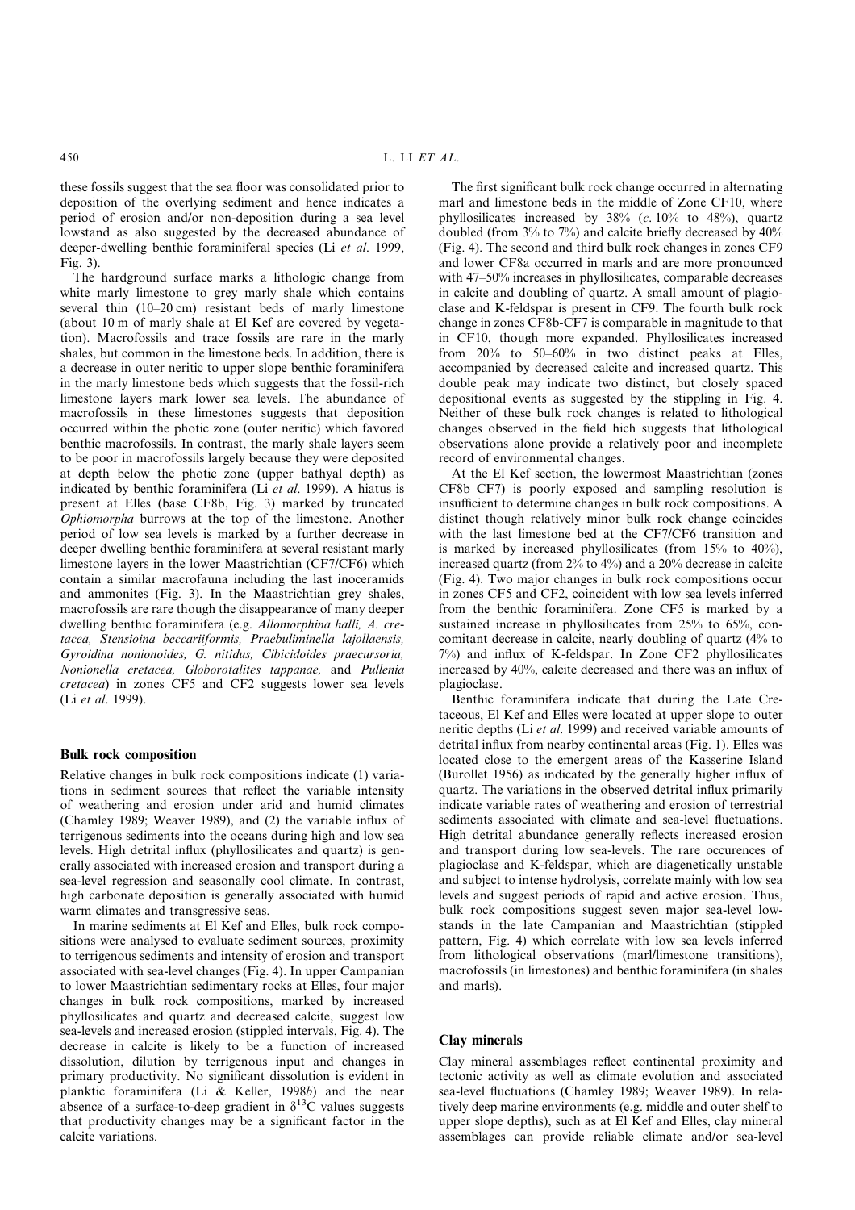these fossils suggest that the sea floor was consolidated prior to deposition of the overlying sediment and hence indicates a period of erosion and/or non-deposition during a sea level lowstand as also suggested by the decreased abundance of deeper-dwelling benthic foraminiferal species (Li *et al*. 1999, Fig. 3).

The hardground surface marks a lithologic change from white marly limestone to grey marly shale which contains several thin (10–20 cm) resistant beds of marly limestone (about 10 m of marly shale at El Kef are covered by vegetation). Macrofossils and trace fossils are rare in the marly shales, but common in the limestone beds. In addition, there is a decrease in outer neritic to upper slope benthic foraminifera in the marly limestone beds which suggests that the fossil-rich limestone layers mark lower sea levels. The abundance of macrofossils in these limestones suggests that deposition occurred within the photic zone (outer neritic) which favored benthic macrofossils. In contrast, the marly shale layers seem to be poor in macrofossils largely because they were deposited at depth below the photic zone (upper bathyal depth) as indicated by benthic foraminifera (Li *et al*. 1999). A hiatus is present at Elles (base CF8b, Fig. 3) marked by truncated *Ophiomorpha* burrows at the top of the limestone. Another period of low sea levels is marked by a further decrease in deeper dwelling benthic foraminifera at several resistant marly limestone layers in the lower Maastrichtian (CF7/CF6) which contain a similar macrofauna including the last inoceramids and ammonites (Fig. 3). In the Maastrichtian grey shales, macrofossils are rare though the disappearance of many deeper dwelling benthic foraminifera (e.g. *Allomorphina halli, A. cretacea, Stensioina beccariiformis, Praebuliminella lajollaensis, Gyroidina nonionoides, G. nitidus, Cibicidoides praecursoria, Nonionella cretacea, Globorotalites tappanae*, and *Pullenia cretacea*) in zones CF5 and CF2 suggests lower sea levels (Li *et al*. 1999).

## Bulk rock composition

Relative changes in bulk rock compositions indicate (1) variations in sediment sources that reflect the variable intensity of weathering and erosion under arid and humid climates (Chamley 1989; Weaver 1989), and (2) the variable influx of terrigenous sediments into the oceans during high and low sea levels. High detrital influx (phyllosilicates and quartz) is generally associated with increased erosion and transport during a sea-level regression and seasonally cool climate. In contrast, high carbonate deposition is generally associated with humid warm climates and transgressive seas.

In marine sediments at El Kef and Elles, bulk rock compositions were analysed to evaluate sediment sources, proximity to terrigenous sediments and intensity of erosion and transport associated with sea-level changes (Fig. 4). In upper Campanian to lower Maastrichtian sedimentary rocks at Elles, four major changes in bulk rock compositions, marked by increased phyllosilicates and quartz and decreased calcite, suggest low sea-levels and increased erosion (stippled intervals, Fig. 4). The decrease in calcite is likely to be a function of increased dissolution, dilution by terrigenous input and changes in primary productivity. No significant dissolution is evident in planktic foraminifera (Li & Keller, 1998*b*) and the near absence of a surface-to-deep gradient in $\delta^{13}C$ values suggests that productivity changes may be a significant factor in the calcite variations.

The first significant bulk rock change occurred in alternating marl and limestone beds in the middle of Zone CF10, where phyllosilicates increased by 38% (*c*. 10% to 48%), quartz doubled (from 3% to 7%) and calcite briefly decreased by 40% (Fig. 4). The second and third bulk rock changes in zones CF9 and lower CF8a occurred in marls and are more pronounced with 47–50% increases in phyllosilicates, comparable decreases in calcite and doubling of quartz. A small amount of plagioclase and K-feldspar is present in CF9. The fourth bulk rock change in zones CF8b-CF7 is comparable in magnitude to that in CF10, though more expanded. Phyllosilicates increased from 20% to 50–60% in two distinct peaks at Elles, accompanied by decreased calcite and increased quartz. This double peak may indicate two distinct, but closely spaced depositional events as suggested by the stippling in Fig. 4. Neither of these bulk rock changes is related to lithological changes observed in the field hich suggests that lithological observations alone provide a relatively poor and incomplete record of environmental changes.

At the El Kef section, the lowermost Maastrichtian (zones CF8b–CF7) is poorly exposed and sampling resolution is insufficient to determine changes in bulk rock compositions. A distinct though relatively minor bulk rock change coincides with the last limestone bed at the CF7/CF6 transition and is marked by increased phyllosilicates (from 15% to 40%), increased quartz (from 2% to 4%) and a 20% decrease in calcite (Fig. 4). Two major changes in bulk rock compositions occur in zones CF5 and CF2, coincident with low sea levels inferred from the benthic foraminifera. Zone CF5 is marked by a sustained increase in phyllosilicates from 25% to 65%, concomitant decrease in calcite, nearly doubling of quartz (4% to 7%) and influx of K-feldspar. In Zone CF2 phyllosilicates increased by 40%, calcite decreased and there was an influx of plagioclase.

Benthic foraminifera indicate that during the Late Cretaceous, El Kef and Elles were located at upper slope to outer neritic depths (Li *et al*. 1999) and received variable amounts of detrital influx from nearby continental areas (Fig. 1). Elles was located close to the emergent areas of the Kasserine Island (Burollet 1956) as indicated by the generally higher influx of quartz. The variations in the observed detrital influx primarily indicate variable rates of weathering and erosion of terrestrial sediments associated with climate and sea-level fluctuations. High detrital abundance generally reflects increased erosion and transport during low sea-levels. The rare occurences of plagioclase and K-feldspar, which are diagenetically unstable and subject to intense hydrolysis, correlate mainly with low sea levels and suggest periods of rapid and active erosion. Thus, bulk rock compositions suggest seven major sea-level lowstands in the late Campanian and Maastrichtian (stippled pattern, Fig. 4) which correlate with low sea levels inferred from lithological observations (marl/limestone transitions), macrofossils (in limestones) and benthic foraminifera (in shales and marls).

## Clay minerals

Clay mineral assemblages reflect continental proximity and tectonic activity as well as climate evolution and associated sea-level fluctuations (Chamley 1989; Weaver 1989). In relatively deep marine environments (e.g. middle and outer shelf to upper slope depths), such as at El Kef and Elles, clay mineral assemblages can provide reliable climate and/or sea-level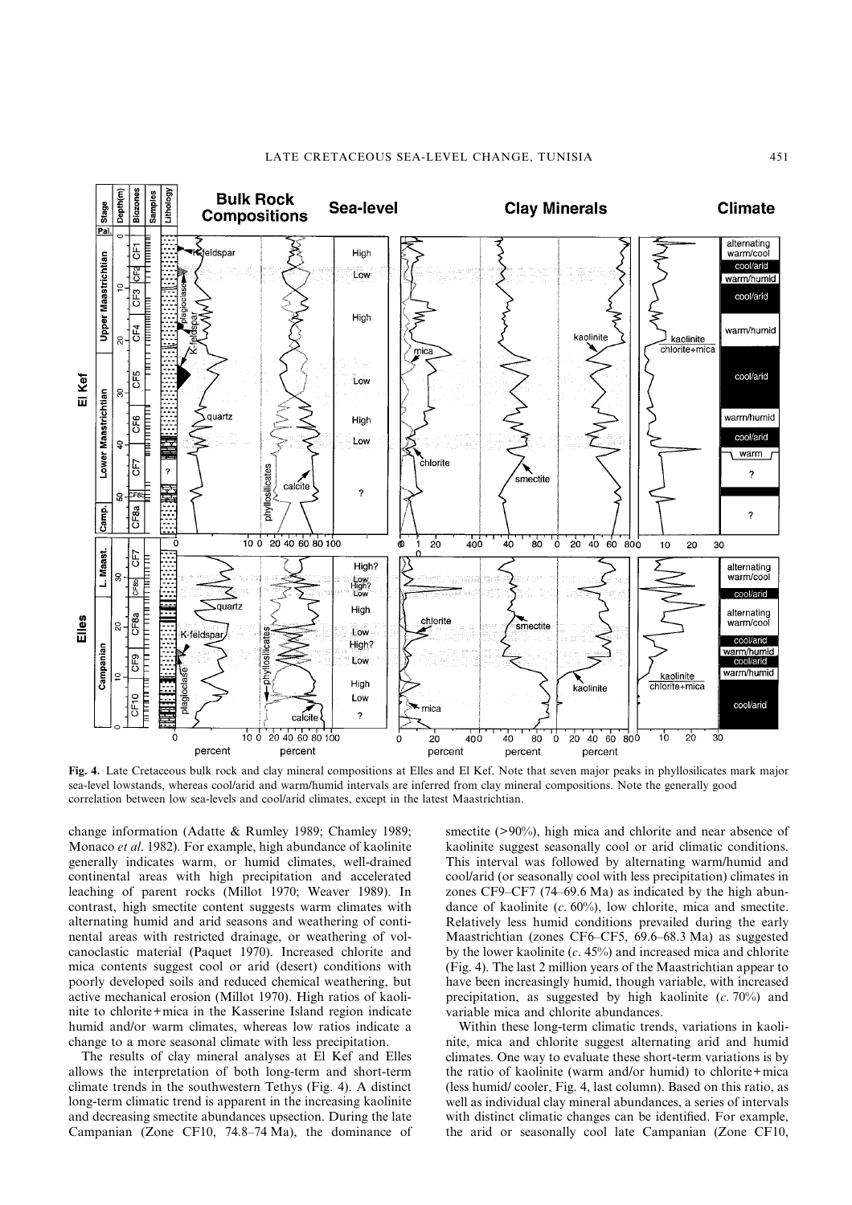**Fig. 4.** Late Cretaceous bulk rock and clay mineral compositions at Elles and El Kef. Note that seven major peaks in phyllosilicates mark major sea-level lowstands, whereas cool/arid and warm/humid intervals are inferred from clay mineral compositions. Note the generally good correlation between low sea-levels and cool/arid climates, except in the latest Maastrichtian.

change information (Adatte & Rumley 1989; Chamley 1989; Monaco *et al*. 1982). For example, high abundance of kaolinite generally indicates warm, or humid climates, well-drained continental areas with high precipitation and accelerated leaching of parent rocks (Millot 1970; Weaver 1989). In contrast, high smectite content suggests warm climates with alternating humid and arid seasons and weathering of continental areas with restricted drainage, or weathering of volcanoclastic material (Paquet 1970). Increased chlorite and mica contents suggest cool or arid (desert) conditions with poorly developed soils and reduced chemical weathering, but active mechanical erosion (Millot 1970). High ratios of kaolinite to chlorite+mica in the Kasserine Island region indicate humid and/or warm climates, whereas low ratios indicate a change to a more seasonal climate with less precipitation.

The results of clay mineral analyses at El Kef and Elles allows the interpretation of both long-term and short-term climate trends in the southwestern Tethys (Fig. 4). A distinct long-term climatic trend is apparent in the increasing kaolinite and decreasing smectite abundances upsection. During the late Campanian (Zone CF10, 74.8–74 Ma), the dominance of smectite (>90%), high mica and chlorite and near absence of kaolinite suggest seasonally cool or arid climatic conditions. This interval was followed by alternating warm/humid and cool/arid (or seasonally cool with less precipitation) climates in zones CF9–CF7 (74–69.6 Ma) as indicated by the high abundance of kaolinite (*c*. 60%), low chlorite, mica and smectite. Relatively less humid conditions prevailed during the early Maastrichtian (zones CF6–CF5, 69.6–68.3 Ma) as suggested by the lower kaolinite (*c*. 45%) and increased mica and chlorite (Fig. 4). The last 2 million years of the Maastrichtian appear to have been increasingly humid, though variable, with increased precipitation, as suggested by high kaolinite (*c*. 70%) and variable mica and chlorite abundances.

Within these long-term climatic trends, variations in kaolinite, mica and chlorite suggest alternating arid and humid climates. One way to evaluate these short-term variations is by the ratio of kaolinite (warm and/or humid) to chlorite+mica (less humid/ cooler, Fig. 4, last column). Based on this ratio, as well as individual clay mineral abundances, a series of intervals with distinct climatic changes can be identified. For example, the arid or seasonally cool late Campanian (Zone CF10,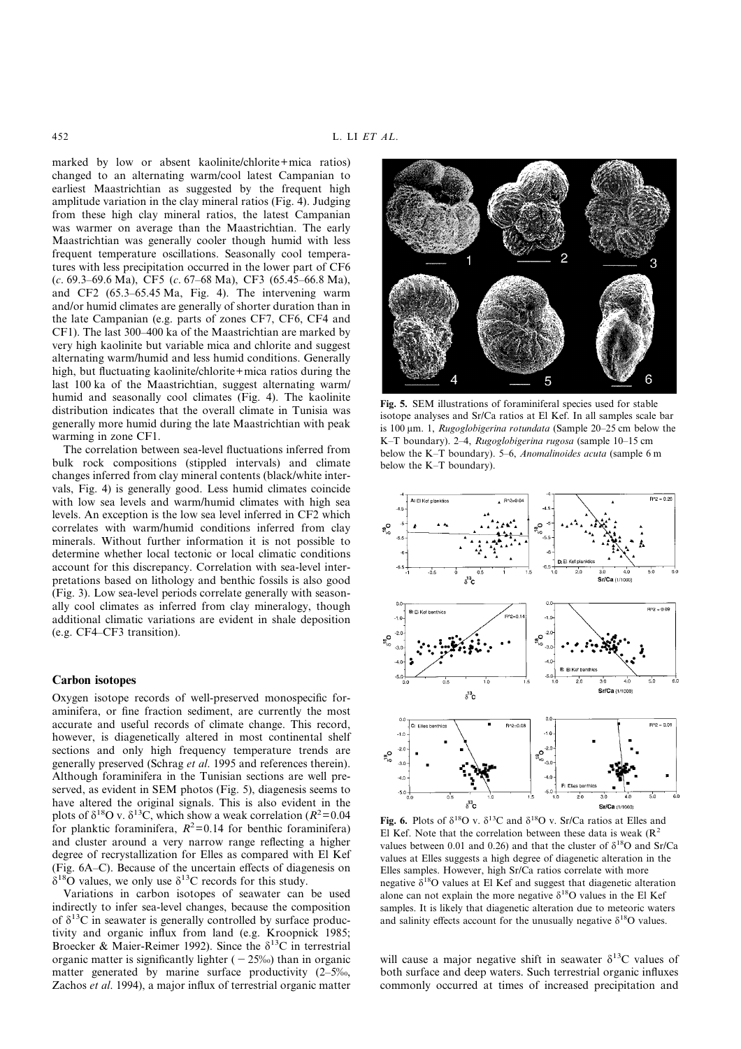marked by low or absent kaolinite/chlorite+mica ratios) changed to an alternating warm/cool latest Campanian to earliest Maastrichtian as suggested by the frequent high amplitude variation in the clay mineral ratios (Fig. 4). Judging from these high clay mineral ratios, the latest Campanian was warmer on average than the Maastrichtian. The early Maastrichtian was generally cooler though humid with less frequent temperature oscillations. Seasonally cool temperatures with less precipitation occurred in the lower part of CF6 (*c.* 69.3–69.6 Ma), CF5 (*c.* 67–68 Ma), CF3 (65.45–66.8 Ma), and CF2 (65.3–65.45 Ma, Fig. 4). The intervening warm and/or humid climates are generally of shorter duration than in the late Campanian (e.g. parts of zones CF7, CF6, CF4 and CF1). The last 300–400 ka of the Maastrichtian are marked by very high kaolinite but variable mica and chlorite and suggest alternating warm/humid and less humid conditions. Generally high, but fluctuating kaolinite/chlorite+mica ratios during the last 100 ka of the Maastrichtian, suggest alternating warm/humid and seasonally cool climates (Fig. 4). The kaolinite distribution indicates that the overall climate in Tunisia was generally more humid during the late Maastrichtian with peak warming in zone CF1.

The correlation between sea-level fluctuations inferred from bulk rock compositions (stippled intervals) and climate changes inferred from clay mineral contents (black/white intervals, Fig. 4) is generally good. Less humid climates coincide with low sea levels and warm/humid climates with high sea levels. An exception is the low sea level inferred in CF2 which correlates with warm/humid conditions inferred from clay minerals. Without further information it is not possible to determine whether local tectonic or local climatic conditions account for this discrepancy. Correlation with sea-level interpretations based on lithology and benthic fossils is also good (Fig. 3). Low sea-level periods correlate generally with seasonally cool climates as inferred from clay mineralogy, though additional climatic variations are evident in shale deposition (e.g. CF4–CF3 transition).

## Carbon isotopes

Oxygen isotope records of well-preserved monospecific foraminifera, or fine fraction sediment, are currently the most accurate and useful records of climate change. This record, however, is diagenetically altered in most continental shelf sections and only high frequency temperature trends are generally preserved (Schrag *et al.* 1995 and references therein). Although foraminifera in the Tunisian sections are well preserved, as evident in SEM photos (Fig. 5), diagenesis seems to have altered the original signals. This is also evident in the plots of $\delta^{18}O$ v. $\delta^{13}C$, which show a weak correlation ($R^2=0.04$ for planktic foraminifera, $R^2=0.14$ for benthic foraminifera) and cluster around a very narrow range reflecting a higher degree of recrystallization for Elles as compared with El Kef (Fig. 6A–C). Because of the uncertain effects of diagenesis on $\delta^{18}O$ values, we only use $\delta^{13}C$ records for this study.

Variations in carbon isotopes of seawater can be used indirectly to infer sea-level changes, because the composition of $\delta^{13}C$ in seawater is generally controlled by surface productivity and organic influx from land (e.g. Kroopnick 1985; Broecker & Maier-Reimer 1992). Since the $\delta^{13}C$ in terrestrial organic matter is significantly lighter (−25‰) than in organic matter generated by marine surface productivity (2–5‰, Zachos *et al.* 1994), a major influx of terrestrial organic matter will cause a major negative shift in seawater $\delta^{13}C$ values of both surface and deep waters. Such terrestrial organic influxes commonly occurred at times of increased precipitation and

**Fig. 5.** SEM illustrations of foraminiferal species used for stable isotope analyses and Sr/Ca ratios at El Kef. In all samples scale bar is 100 μm. 1, *Rugoglobigerina rotundata* (Sample 20–25 cm below the K–T boundary). 2–4, *Rugoglobigerina rugosa* (sample 10–15 cm below the K–T boundary). 5–6, *Anomalinoides acuta* (sample 6 m below the K–T boundary).

**Fig. 6.** Plots of $\delta^{18}O$ v. $\delta^{13}C$ and $\delta^{18}O$ v. Sr/Ca ratios at Elles and El Kef. Note that the correlation between these data is weak ($R^2$ values between 0.01 and 0.26) and that the cluster of $\delta^{18}O$ and Sr/Ca values at Elles suggests a high degree of diagenetic alteration in the Elles samples. However, high Sr/Ca ratios correlate with more negative $\delta^{18}O$ values at El Kef and suggest that diagenetic alteration alone can not explain the more negative $\delta^{18}O$ values in the El Kef samples. It is likely that diagenetic alteration due to meteoric waters and salinity effects account for the unusually negative $\delta^{18}O$ values.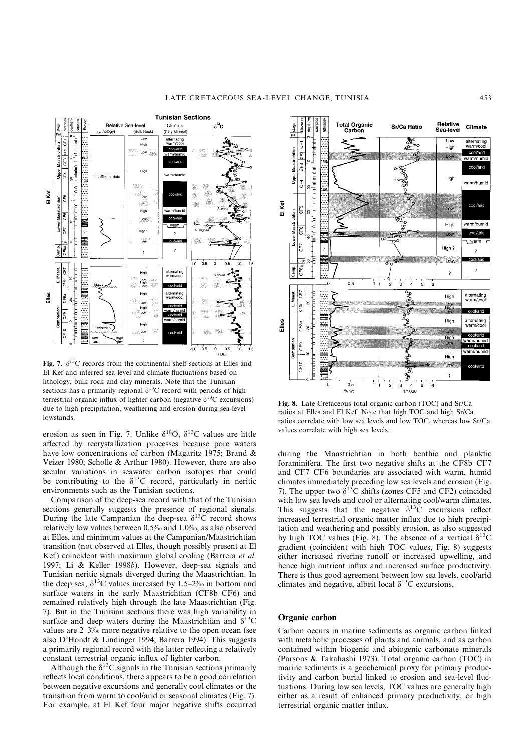**Fig. 7.** $\delta^{13}C$ records from the continental shelf sections at Elles and El Kef and inferred sea-level and climate fluctuations based on lithology, bulk rock and clay minerals. Note that the Tunisian sections has a primarily regional $\delta^{13}C$ record with periods of high terrestrial organic influx of lighter carbon (negative $\delta^{13}C$ excursions) due to high precipitation, weathering and erosion during sea-level lowstands.

**Fig. 8.** Late Cretaceous total organic carbon (TOC) and Sr/Ca ratios at Elles and El Kef. Note that high TOC and high Sr/Ca ratios correlate with low sea levels and low TOC, whereas low Sr/Ca values correlate with high sea levels.

erosion as seen in Fig. 7. Unlike $\delta^{18}O$, $\delta^{13}C$ values are little affected by recrystallization processes because pore waters have low concentrations of carbon (Magaritz 1975; Brand & Veizer 1980; Scholle & Arthur 1980). However, there are also secular variations in seawater carbon isotopes that could be contributing to the $\delta^{13}C$ record, particularly in neritic environments such as the Tunisian sections.

Comparison of the deep-sea record with that of the Tunisian sections generally suggests the presence of regional signals. During the late Campanian the deep-sea $\delta^{13}C$ record shows relatively low values between 0.5‰ and 1.0‰, as also observed at Elles, and minimum values at the Campanian/Maastrichtian transition (not observed at Elles, though possibly present at El Kef) coincident with maximum global cooling (Barrera *et al.* 1997; Li & Keller 1998*b*). However, deep-sea signals and Tunisian neritic signals diverged during the Maastrichtian. In the deep sea, $\delta^{13}C$ values increased by 1.5–2‰ in bottom and surface waters in the early Maastrichtian (CF8b–CF6) and remained relatively high through the late Maastrichtian (Fig. 7). But in the Tunisian sections there was high variability in surface and deep waters during the Maastrichtian and $\delta^{13}C$ values are 2–3‰ more negative relative to the open ocean (see also D'Hondt & Lindinger 1994; Barrera 1994). This suggests a primarily regional record with the latter reflecting a relatively constant terrestrial organic influx of lighter carbon.

Although the $\delta^{13}C$ signals in the Tunisian sections primarily reflects local conditions, there appears to be a good correlation between negative excursions and generally cool climates or the transition from warm to cool/arid or seasonal climates (Fig. 7). For example, at El Kef four major negative shifts occurred during the Maastrichtian in both benthic and planktic foraminifera. The first two negative shifts at the CF8b–CF7 and CF7–CF6 boundaries are associated with warm, humid climates immediately preceding low sea levels and erosion (Fig. 7). The upper two $\delta^{13}C$ shifts (zones CF5 and CF2) coincided with low sea levels and cool or alternating cool/warm climates. This suggests that the negative $\delta^{13}C$ excursions reflect increased terrestrial organic matter influx due to high precipitation and weathering and possibly erosion, as also suggested by high TOC values (Fig. 8). The absence of a vertical $\delta^{13}C$ gradient (coincident with high TOC values, Fig. 8) suggests either increased riverine runoff or increased upwelling, and hence high nutrient influx and increased surface productivity. There is thus good agreement between low sea levels, cool/arid climates and negative, albeit local $\delta^{13}C$ excursions.

## Organic carbon

Carbon occurs in marine sediments as organic carbon linked with metabolic processes of plants and animals, and as carbon contained within biogenic and abiogenic carbonate minerals (Parsons & Takahashi 1973). Total organic carbon (TOC) in marine sediments is a geochemical proxy for primary productivity and carbon burial linked to erosion and sea-level fluctuations. During low sea levels, TOC values are generally high either as a result of enhanced primary productivity, or high terrestrial organic matter influx.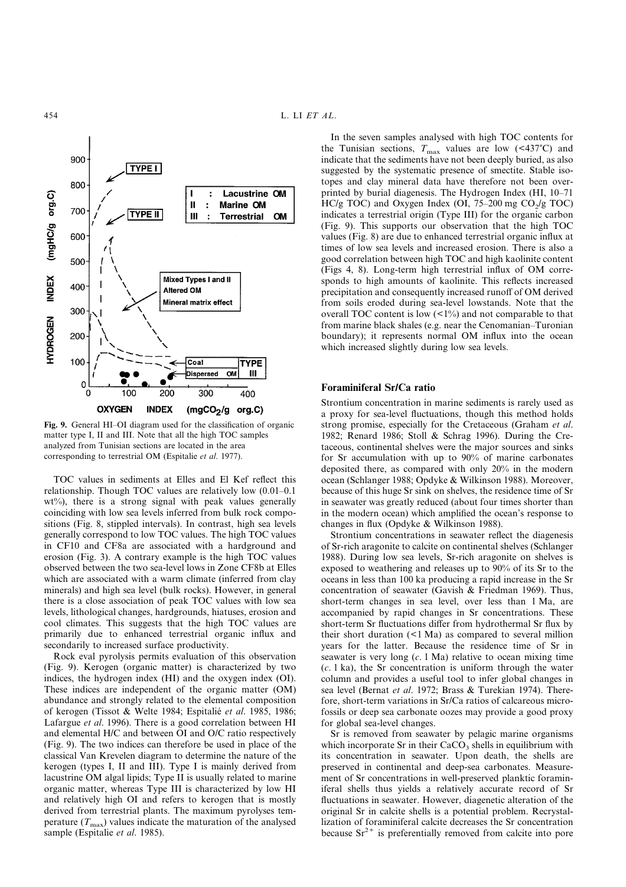Fig. 9. General HI–OI diagram used for the classification of organic matter type I, II and III. Note that all the high TOC samples analyzed from Tunisian sections are located in the area corresponding to terrestrial OM (Espitalie *et al*. 1977).

TOC values in sediments at Elles and El Kef reflect this relationship. Though TOC values are relatively low (0.01–0.1 wt%), there is a strong signal with peak values generally coinciding with low sea levels inferred from bulk rock compositions (Fig. 8, stippled intervals). In contrast, high sea levels generally correspond to low TOC values. The high TOC values in CF10 and CF8a are associated with a hardground and erosion (Fig. 3). A contrary example is the high TOC values observed between the two sea-level lows in Zone CF8b at Elles which are associated with a warm climate (inferred from clay minerals) and high sea level (bulk rocks). However, in general there is a close association of peak TOC values with low sea levels, lithological changes, hardgrounds, hiatuses, erosion and cool climates. This suggests that the high TOC values are primarily due to enhanced terrestrial organic influx and secondarily to increased surface productivity.

Rock eval pyrolysis permits evaluation of this observation (Fig. 9). Kerogen (organic matter) is characterized by two indices, the hydrogen index (HI) and the oxygen index (OI). These indices are independent of the organic matter (OM) abundance and strongly related to the elemental composition of kerogen (Tissot & Welte 1984; Espitalié *et al*. 1985, 1986; Lafargue *et al*. 1996). There is a good correlation between HI and elemental H/C and between OI and O/C ratio respectively (Fig. 9). The two indices can therefore be used in place of the classical Van Krevelen diagram to determine the nature of the kerogen (types I, II and III). Type I is mainly derived from lacustrine OM algal lipids; Type II is usually related to marine organic matter, whereas Type III is characterized by low HI and relatively high OI and refers to kerogen that is mostly derived from terrestrial plants. The maximum pyrolyses temperature ($T_{max}$) values indicate the maturation of the analysed sample (Espitalie *et al*. 1985).

In the seven samples analysed with high TOC contents for the Tunisian sections, $T_{max}$ values are low (<437°C) and indicate that the sediments have not been deeply buried, as also suggested by the systematic presence of smectite. Stable isotopes and clay mineral data have therefore not been overprinted by burial diagenesis. The Hydrogen Index (HI, 10–71 HC/g TOC) and Oxygen Index (OI, 75–200 mg $CO_2$/g TOC) indicates a terrestrial origin (Type III) for the organic carbon (Fig. 9). This supports our observation that the high TOC values (Fig. 8) are due to enhanced terrestrial organic influx at times of low sea levels and increased erosion. There is also a good correlation between high TOC and high kaolinite content (Figs 4, 8). Long-term high terrestrial influx of OM corresponds to high amounts of kaolinite. This reflects increased precipitation and consequently increased runoff of OM derived from soils eroded during sea-level lowstands. Note that the overall TOC content is low (<1%) and not comparable to that from marine black shales (e.g. near the Cenomanian–Turonian boundary); it represents normal OM influx into the ocean which increased slightly during low sea levels.

## Foraminiferal Sr/Ca ratio

Strontium concentration in marine sediments is rarely used as a proxy for sea-level fluctuations, though this method holds strong promise, especially for the Cretaceous (Graham *et al*. 1982; Renard 1986; Stoll & Schrag 1996). During the Cretaceous, continental shelves were the major sources and sinks for Sr accumulation with up to 90% of marine carbonates deposited there, as compared with only 20% in the modern ocean (Schlanger 1988; Opdyke & Wilkinson 1988). Moreover, because of this huge Sr sink on shelves, the residence time of Sr in seawater was greatly reduced (about four times shorter than in the modern ocean) which amplified the ocean's response to changes in flux (Opdyke & Wilkinson 1988).

Strontium concentrations in seawater reflect the diagenesis of Sr-rich aragonite to calcite on continental shelves (Schlanger 1988). During low sea levels, Sr-rich aragonite on shelves is exposed to weathering and releases up to 90% of its Sr to the oceans in less than 100 ka producing a rapid increase in the Sr concentration of seawater (Gavish & Friedman 1969). Thus, short-term changes in sea level, over less than 1 Ma, are accompanied by rapid changes in Sr concentrations. These short-term Sr fluctuations differ from hydrothermal Sr flux by their short duration (<1 Ma) as compared to several million years for the latter. Because the residence time of Sr in seawater is very long (*c*. 1 Ma) relative to ocean mixing time (*c*. 1 ka), the Sr concentration is uniform through the water column and provides a useful tool to infer global changes in sea level (Bernat *et al*. 1972; Brass & Turekian 1974). Therefore, short-term variations in Sr/Ca ratios of calcareous microfossils or deep sea carbonate oozes may provide a good proxy for global sea-level changes.

Sr is removed from seawater by pelagic marine organisms which incorporate Sr in their $CaCO_3$ shells in equilibrium with its concentration in seawater. Upon death, the shells are preserved in continental and deep-sea carbonates. Measurement of Sr concentrations in well-preserved planktic foraminiferal shells thus yields a relatively accurate record of Sr fluctuations in seawater. However, diagenetic alteration of the original Sr in calcite shells is a potential problem. Recrystallization of foraminiferal calcite decreases the Sr concentration because $Sr^{2+}$ is preferentially removed from calcite into pore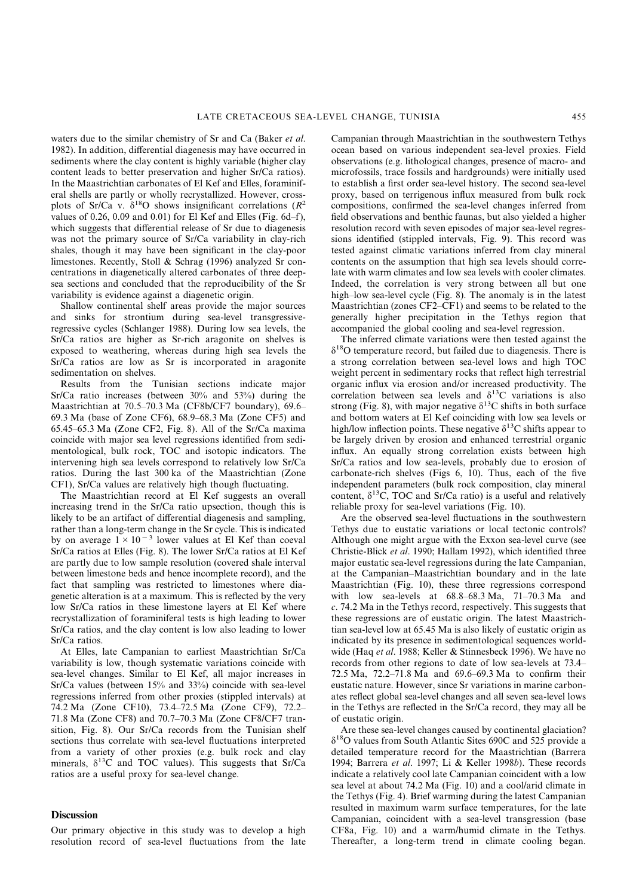waters due to the similar chemistry of Sr and Ca (Baker *et al.* 1982). In addition, differential diagenesis may have occurred in sediments where the clay content is highly variable (higher clay content leads to better preservation and higher Sr/Ca ratios). In the Maastrichtian carbonates of El Kef and Elles, foraminiferal shells are partly or wholly recrystallized. However, cross-plots of Sr/Ca v. $\delta^{18}$O shows insignificant correlations ($R^2$ values of 0.26, 0.09 and 0.01) for El Kef and Elles (Fig. 6d–f), which suggests that differential release of Sr due to diagenesis was not the primary source of Sr/Ca variability in clay-rich shales, though it may have been significant in the clay-poor limestones. Recently, Stoll & Schrag (1996) analyzed Sr concentrations in diagenetically altered carbonates of three deep-sea sections and concluded that the reproducibility of the Sr variability is evidence against a diagenetic origin.

Shallow continental shelf areas provide the major sources and sinks for strontium during sea-level transgressive-regressive cycles (Schlanger 1988). During low sea levels, the Sr/Ca ratios are higher as Sr-rich aragonite on shelves is exposed to weathering, whereas during high sea levels the Sr/Ca ratios are low as Sr is incorporated in aragonite sedimentation on shelves.

Results from the Tunisian sections indicate major Sr/Ca ratio increases (between 30% and 53%) during the Maastrichtian at 70.5–70.3 Ma (CF8b/CF7 boundary), 69.6–69.3 Ma (base of Zone CF6), 68.9–68.3 Ma (Zone CF5) and 65.45–65.3 Ma (Zone CF2, Fig. 8). All of the Sr/Ca maxima coincide with major sea level regressions identified from sedimentological, bulk rock, TOC and isotopic indicators. The intervening high sea levels correspond to relatively low Sr/Ca ratios. During the last 300 ka of the Maastrichtian (Zone CF1), Sr/Ca values are relatively high though fluctuating.

The Maastrichtian record at El Kef suggests an overall increasing trend in the Sr/Ca ratio upsection, though this is likely to be an artifact of differential diagenesis and sampling, rather than a long-term change in the Sr cycle. This is indicated by on average $1 \times 10^{-3}$ lower values at El Kef than coeval Sr/Ca ratios at Elles (Fig. 8). The lower Sr/Ca ratios at El Kef are partly due to low sample resolution (covered shale interval between limestone beds and hence incomplete record), and the fact that sampling was restricted to limestones where diagenetic alteration is at a maximum. This is reflected by the very low Sr/Ca ratios in these limestone layers at El Kef where recrystallization of foraminiferal tests is high leading to lower Sr/Ca ratios, and the clay content is low also leading to lower Sr/Ca ratios.

At Elles, late Campanian to earliest Maastrichtian Sr/Ca variability is low, though systematic variations coincide with sea-level changes. Similar to El Kef, all major increases in Sr/Ca values (between 15% and 33%) coincide with sea-level regressions inferred from other proxies (stippled intervals) at 74.2 Ma (Zone CF10), 73.4–72.5 Ma (Zone CF9), 72.2–71.8 Ma (Zone CF8) and 70.7–70.3 Ma (Zone CF8/CF7 transition, Fig. 8). Our Sr/Ca records from the Tunisian shelf sections thus correlate with sea-level fluctuations interpreted from a variety of other proxies (e.g. bulk rock and clay minerals, $\delta^{13}$C and TOC values). This suggests that Sr/Ca ratios are a useful proxy for sea-level change.

## Discussion

Our primary objective in this study was to develop a high resolution record of sea-level fluctuations from the late Campanian through Maastrichtian in the southwestern Tethys ocean based on various independent sea-level proxies. Field observations (e.g. lithological changes, presence of macro- and microfossils, trace fossils and hardgrounds) were initially used to establish a first order sea-level history. The second sea-level proxy, based on terrigenous influx measured from bulk rock compositions, confirmed the sea-level changes inferred from field observations and benthic faunas, but also yielded a higher resolution record with seven episodes of major sea-level regressions identified (stippled intervals, Fig. 9). This record was tested against climatic variations inferred from clay mineral contents on the assumption that high sea levels should correlate with warm climates and low sea levels with cooler climates. Indeed, the correlation is very strong between all but one high–low sea-level cycle (Fig. 8). The anomaly is in the latest Maastrichtian (zones CF2–CF1) and seems to be related to the generally higher precipitation in the Tethys region that accompanied the global cooling and sea-level regression.

The inferred climate variations were then tested against the $\delta^{18}$O temperature record, but failed due to diagenesis. There is a strong correlation between sea-level lows and high TOC weight percent in sedimentary rocks that reflect high terrestrial organic influx via erosion and/or increased productivity. The correlation between sea levels and $\delta^{13}$C variations is also strong (Fig. 8), with major negative $\delta^{13}$C shifts in both surface and bottom waters at El Kef coinciding with low sea levels or high/low inflection points. These negative $\delta^{13}$C shifts appear to be largely driven by erosion and enhanced terrestrial organic influx. An equally strong correlation exists between high Sr/Ca ratios and low sea-levels, probably due to erosion of carbonate-rich shelves (Figs 6, 10). Thus, each of the five independent parameters (bulk rock composition, clay mineral content, $\delta^{13}$C, TOC and Sr/Ca ratio) is a useful and relatively reliable proxy for sea-level variations (Fig. 10).

Are the observed sea-level fluctuations in the southwestern Tethys due to eustatic variations or local tectonic controls? Although one might argue with the Exxon sea-level curve (see Christie-Blick *et al.* 1990; Hallam 1992), which identified three major eustatic sea-level regressions during the late Campanian, at the Campanian–Maastrichtian boundary and in the late Maastrichtian (Fig. 10), these three regressions correspond with low sea-levels at 68.8–68.3 Ma, 71–70.3 Ma and *c.* 74.2 Ma in the Tethys record, respectively. This suggests that these regressions are of eustatic origin. The latest Maastrichtian sea-level low at 65.45 Ma is also likely of eustatic origin as indicated by its presence in sedimentological sequences worldwide (Haq *et al.* 1988; Keller & Stinnesbeck 1996). We have no records from other regions to date of low sea-levels at 73.4–72.5 Ma, 72.2–71.8 Ma and 69.6–69.3 Ma to confirm their eustatic nature. However, since Sr variations in marine carbonates reflect global sea-level changes and all seven sea-level lows in the Tethys are reflected in the Sr/Ca record, they may all be of eustatic origin.

Are these sea-level changes caused by continental glaciation? $\delta^{18}$O values from South Atlantic Sites 690C and 525 provide a detailed temperature record for the Maastrichtian (Barrera 1994; Barrera *et al.* 1997; Li & Keller 1998*b*). These records indicate a relatively cool late Campanian coincident with a low sea level at about 74.2 Ma (Fig. 10) and a cool/arid climate in the Tethys (Fig. 4). Brief warming during the latest Campanian resulted in maximum warm surface temperatures, for the late Campanian, coincident with a sea-level transgression (base CF8a, Fig. 10) and a warm/humid climate in the Tethys. Thereafter, a long-term trend in climate cooling began.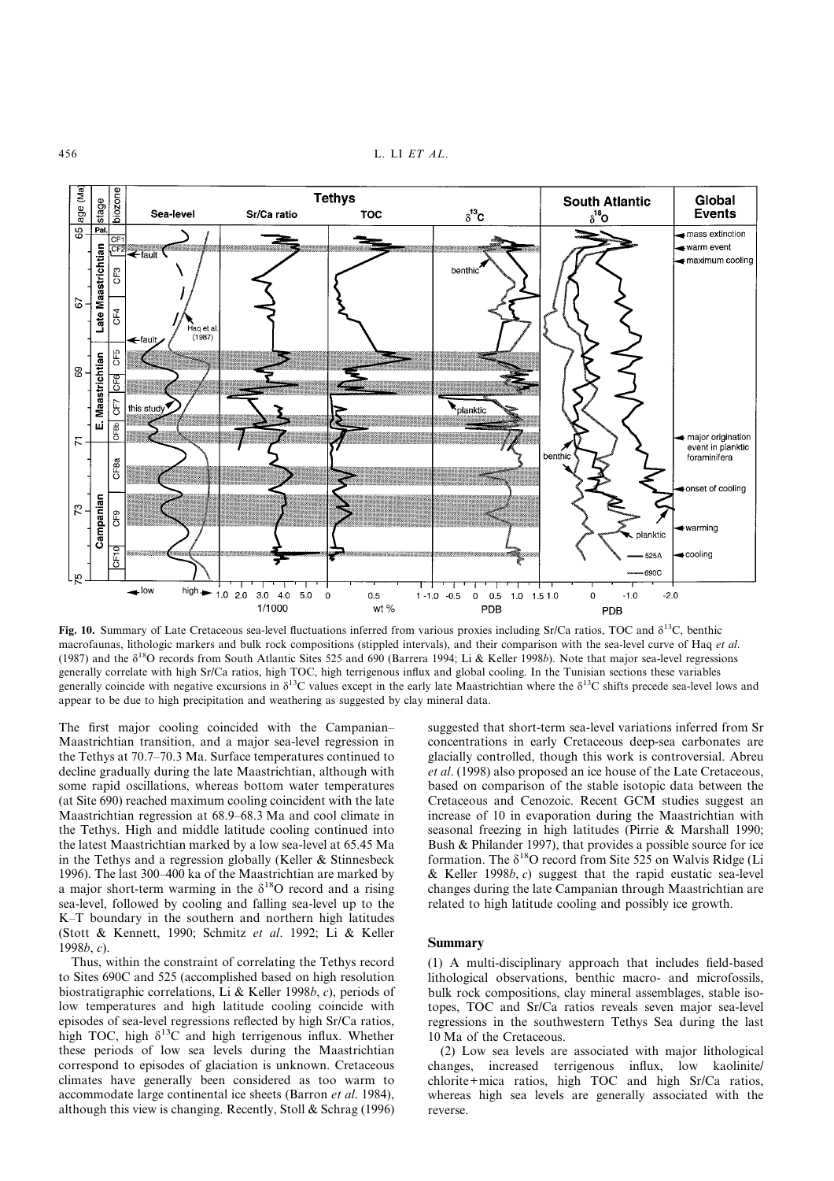**Fig. 10.** Summary of Late Cretaceous sea-level fluctuations inferred from various proxies including Sr/Ca ratios, TOC and $\delta^{13}C$, benthic macrofaunas, lithologic markers and bulk rock compositions (stippled intervals), and their comparison with the sea-level curve of Haq *et al*. (1987) and the $\delta^{18}O$ records from South Atlantic Sites 525 and 690 (Barrera 1994; Li & Keller 1998*b*). Note that major sea-level regressions generally correlate with high Sr/Ca ratios, high TOC, high terrigenous influx and global cooling. In the Tunisian sections these variables generally coincide with negative excursions in $\delta^{13}C$ values except in the early late Maastrichtian where the $\delta^{13}C$ shifts precede sea-level lows and appear to be due to high precipitation and weathering as suggested by clay mineral data.

The first major cooling coincided with the Campanian–Maastrichtian transition, and a major sea-level regression in the Tethys at 70.7–70.3 Ma. Surface temperatures continued to decline gradually during the late Maastrichtian, although with some rapid oscillations, whereas bottom water temperatures (at Site 690) reached maximum cooling coincident with the late Maastrichtian regression at 68.9–68.3 Ma and cool climate in the Tethys. High and middle latitude cooling continued into the latest Maastrichtian marked by a low sea-level at 65.45 Ma in the Tethys and a regression globally (Keller & Stinnesbeck 1996). The last 300–400 ka of the Maastrichtian are marked by a major short-term warming in the $\delta^{18}O$ record and a rising sea-level, followed by cooling and falling sea-level up to the K–T boundary in the southern and northern high latitudes (Stott & Kennett, 1990; Schmitz *et al*. 1992; Li & Keller 1998*b*, *c*).

Thus, within the constraint of correlating the Tethys record to Sites 690C and 525 (accomplished based on high resolution biostratigraphic correlations, Li & Keller 1998*b*, *c*), periods of low temperatures and high latitude cooling coincide with episodes of sea-level regressions reflected by high Sr/Ca ratios, high TOC, high $\delta^{13}C$ and high terrigenous influx. Whether these periods of low sea levels during the Maastrichtian correspond to episodes of glaciation is unknown. Cretaceous climates have generally been considered as too warm to accommodate large continental ice sheets (Barron *et al*. 1984), although this view is changing. Recently, Stoll & Schrag (1996) suggested that short-term sea-level variations inferred from Sr concentrations in early Cretaceous deep-sea carbonates are glacially controlled, though this work is controversial. Abreu *et al*. (1998) also proposed an ice house of the Late Cretaceous, based on comparison of the stable isotopic data between the Cretaceous and Cenozoic. Recent GCM studies suggest an increase of 10 in evaporation during the Maastrichtian with seasonal freezing in high latitudes (Pirrie & Marshall 1990; Bush & Philander 1997), that provides a possible source for ice formation. The $\delta^{18}O$ record from Site 525 on Walvis Ridge (Li & Keller 1998*b*, *c*) suggest that the rapid eustatic sea-level changes during the late Campanian through Maastrichtian are related to high latitude cooling and possibly ice growth.

## Summary

(1) A multi-disciplinary approach that includes field-based lithological observations, benthic macro- and microfossils, bulk rock compositions, clay mineral assemblages, stable isotopes, TOC and Sr/Ca ratios reveals seven major sea-level regressions in the southwestern Tethys Sea during the last 10 Ma of the Cretaceous.

(2) Low sea levels are associated with major lithological changes, increased terrigenous influx, low kaolinite/chlorite+mica ratios, high TOC and high Sr/Ca ratios, whereas high sea levels are generally associated with the reverse.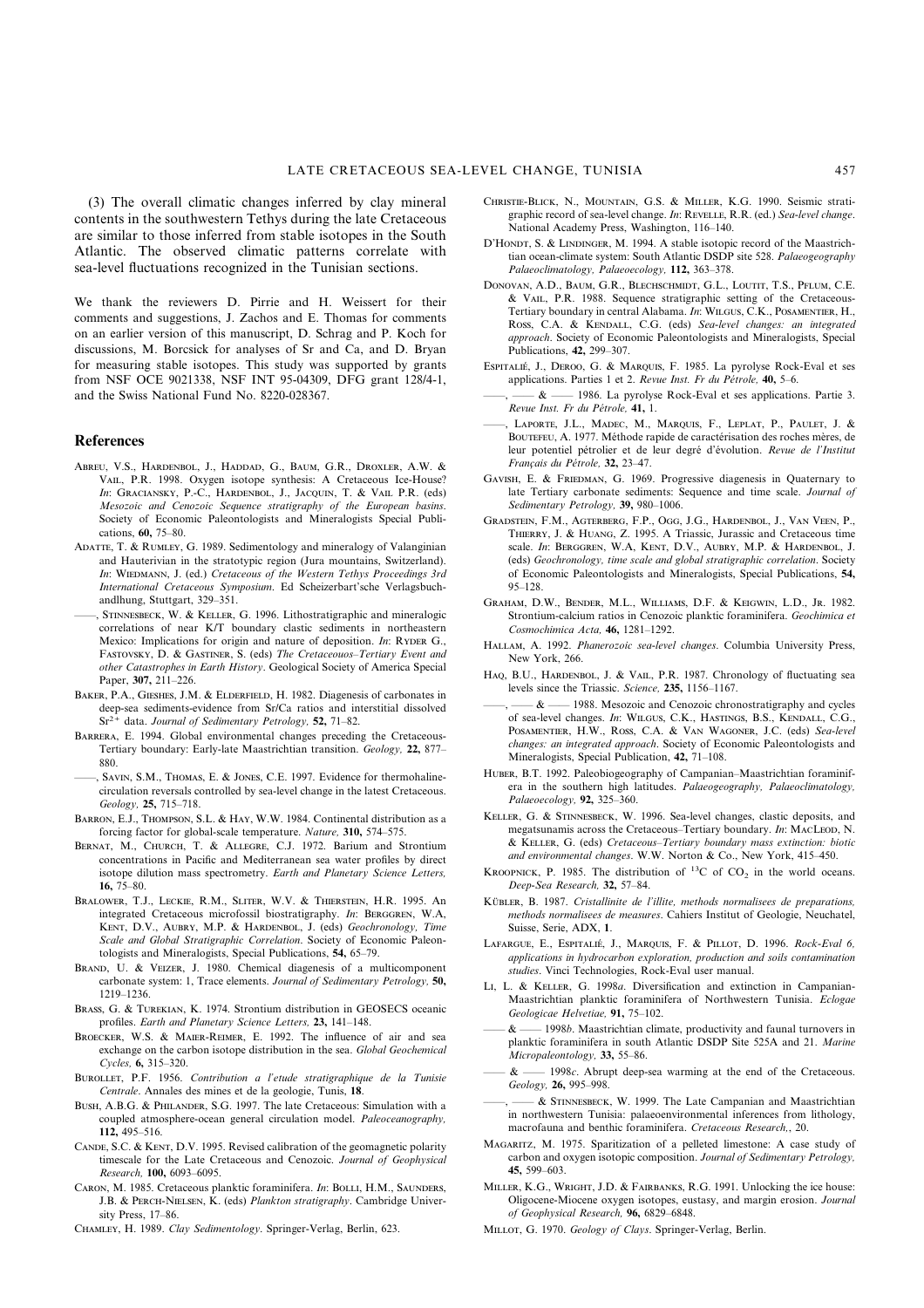(3) The overall climatic changes inferred by clay mineral contents in the southwestern Tethys during the late Cretaceous are similar to those inferred from stable isotopes in the South Atlantic. The observed climatic patterns correlate with sea-level fluctuations recognized in the Tunisian sections.

We thank the reviewers D. Pirrie and H. Weissert for their comments and suggestions, J. Zachos and E. Thomas for comments on an earlier version of this manuscript, D. Schrag and P. Koch for discussions, M. Borcsick for analyses of Sr and Ca, and D. Bryan for measuring stable isotopes. This study was supported by grants from NSF OCE 9021338, NSF INT 95-04309, DFG grant 128/4-1, and the Swiss National Fund No. 8220-028367.

## References

Abreu, V.S., Hardenbol, J., Haddad, G., Baum, G.R., Droxler, A.W. & Vail, P.R. 1998. Oxygen isotope synthesis: A Cretaceous Ice-House? *In*: Graciansky, P.-C., Hardenbol, J., Jacquin, T. & Vail P.R. (eds) *Mesozoic and Cenozoic Sequence stratigraphy of the European basins*. Society of Economic Paleontologists and Mineralogists Special Publications, **60,** 75–80.

Adatte, T. & Rumley, G. 1989. Sedimentology and mineralogy of Valanginian and Hauterivian in the stratotypic region (Jura mountains, Switzerland). *In*: Wiedmann, J. (ed.) *Cretaceous of the Western Tethys Proceedings 3rd International Cretaceous Symposium*. Ed Scheizerbart'sche Verlagsbuchandlhung, Stuttgart, 329–351.

——, Stinnesbeck, W. & Keller, G. 1996. Lithostratigraphic and mineralogic correlations of near K/T boundary clastic sediments in northeastern Mexico: Implications for origin and nature of deposition. *In*: Ryder G., Fastovsky, D. & Gastiner, S. (eds) *The Cretaceous–Tertiary Event and other Catastrophes in Earth History*. Geological Society of America Special Paper, **307,** 211–226.

Baker, P.A., Gieshes, J.M. & Elderfield, H. 1982. Diagenesis of carbonates in deep-sea sediments-evidence from Sr/Ca ratios and interstitial dissolved $Sr^{2+}$ data. *Journal of Sedimentary Petrology,* **52,** 71–82.

Barrera, E. 1994. Global environmental changes preceding the Cretaceous-Tertiary boundary: Early-late Maastrichtian transition. *Geology,* **22,** 877–880.

——, Savin, S.M., Thomas, E. & Jones, C.E. 1997. Evidence for thermohaline-circulation reversals controlled by sea-level change in the latest Cretaceous. *Geology,* **25,** 715–718.

Barron, E.J., Thompson, S.L. & Hay, W.W. 1984. Continental distribution as a forcing factor for global-scale temperature. *Nature,* **310,** 574–575.

Bernat, M., Church, T. & Allegre, C.J. 1972. Barium and Strontium concentrations in Pacific and Mediterranean sea water profiles by direct isotope dilution mass spectrometry. *Earth and Planetary Science Letters,* **16,** 75–80.

Bralower, T.J., Leckie, R.M., Sliter, W.V. & Thierstein, H.R. 1995. An integrated Cretaceous microfossil biostratigraphy. *In*: Berggren, W.A, Kent, D.V., Aubry, M.P. & Hardenbol, J. (eds) *Geochronology, Time Scale and Global Stratigraphic Correlation*. Society of Economic Paleontologists and Mineralogists, Special Publications, **54,** 65–79.

Brand, U. & Veizer, J. 1980. Chemical diagenesis of a multicomponent carbonate system: 1, Trace elements. *Journal of Sedimentary Petrology,* **50,** 1219–1236.

Brass, G. & Turekian, K. 1974. Strontium distribution in GEOSECS oceanic profiles. *Earth and Planetary Science Letters,* **23,** 141–148.

Broecker, W.S. & Maier-Reimer, E. 1992. The influence of air and sea exchange on the carbon isotope distribution in the sea. *Global Geochemical Cycles,* **6,** 315–320.

Burollet, P.F. 1956. *Contribution a l'etude stratigraphique de la Tunisie Centrale*. Annales des mines et de la geologie, Tunis, **18**.

Bush, A.B.G. & Philander, S.G. 1997. The late Cretaceous: Simulation with a coupled atmosphere-ocean general circulation model. *Paleoceanography,* **112,** 495–516.

Cande, S.C. & Kent, D.V. 1995. Revised calibration of the geomagnetic polarity timescale for the Late Cretaceous and Cenozoic. *Journal of Geophysical Research,* **100,** 6093–6095.

Caron, M. 1985. Cretaceous planktic foraminifera. *In*: Bolli, H.M., Saunders, J.B. & Perch-Nielsen, K. (eds) *Plankton stratigraphy*. Cambridge University Press, 17–86.

Chamley, H. 1989. *Clay Sedimentology*. Springer-Verlag, Berlin, 623.

Christie-Blick, N., Mountain, G.S. & Miller, K.G. 1990. Seismic stratigraphic record of sea-level change. *In*: Revelle, R.R. (ed.) *Sea-level change*. National Academy Press, Washington, 116–140.

D'Hondt, S. & Lindinger, M. 1994. A stable isotopic record of the Maastrichtian ocean-climate system: South Atlantic DSDP site 528. *Palaeogeography Palaeoclimatology, Palaeoecology,* **112,** 363–378.

Donovan, A.D., Baum, G.R., Blechschmidt, G.L., Loutit, T.S., Pflum, C.E. & Vail, P.R. 1988. Sequence stratigraphic setting of the Cretaceous-Tertiary boundary in central Alabama. *In*: Wilgus, C.K., Posamentier, H., Ross, C.A. & Kendall, C.G. (eds) *Sea-level changes: an integrated approach*. Society of Economic Paleontologists and Mineralogists, Special Publications, **42,** 299–307.

Espitalié, J., Deroo, G. & Marquis, F. 1985. La pyrolyse Rock-Eval et ses applications. Parties 1 et 2. *Revue Inst. Fr du Pétrole,* **40,** 5–6.

——, —— & —— 1986. La pyrolyse Rock-Eval et ses applications. Partie 3. *Revue Inst. Fr du Pétrole,* **41,** 1.

——, Laporte, J.L., Madec, M., Marquis, F., Leplat, P., Paulet, J. & Boutefeu, A. 1977. Méthode rapide de caractérisation des roches mères, de leur potentiel pétrolier et de leur degré d'évolution. *Revue de l'Institut Français du Pétrole,* **32,** 23–47.

Gavish, E. & Friedman, G. 1969. Progressive diagenesis in Quaternary to late Tertiary carbonate sediments: Sequence and time scale. *Journal of Sedimentary Petrology,* **39,** 980–1006.

Gradstein, F.M., Agterberg, F.P., Ogg, J.G., Hardenbol, J., Van Veen, P., Thierry, J. & Huang, Z. 1995. A Triassic, Jurassic and Cretaceous time scale. *In*: Berggren, W.A, Kent, D.V., Aubry, M.P. & Hardenbol, J. (eds) *Geochronology, time scale and global stratigraphic correlation*. Society of Economic Paleontologists and Mineralogists, Special Publications, **54,** 95–128.

Graham, D.W., Bender, M.L., Williams, D.F. & Keigwin, L.D., Jr. 1982. Strontium-calcium ratios in Cenozoic planktic foraminifera. *Geochimica et Cosmochimica Acta,* **46,** 1281–1292.

Hallam, A. 1992. *Phanerozoic sea-level changes*. Columbia University Press, New York, 266.

Haq, B.U., Hardenbol, J. & Vail, P.R. 1987. Chronology of fluctuating sea levels since the Triassic. *Science,* **235,** 1156–1167.

——, —— & —— 1988. Mesozoic and Cenozoic chronostratigraphy and cycles of sea-level changes. *In*: Wilgus, C.K., Hastings, B.S., Kendall, C.G., Posamentier, H.W., Ross, C.A. & Van Wagoner, J.C. (eds) *Sea-level changes: an integrated approach*. Society of Economic Paleontologists and Mineralogists, Special Publication, **42,** 71–108.

Huber, B.T. 1992. Paleobiogeography of Campanian–Maastrichtian foraminifera in the southern high latitudes. *Palaeogeography, Palaeoclimatology, Palaeoecology,* **92,** 325–360.

Keller, G. & Stinnesbeck, W. 1996. Sea-level changes, clastic deposits, and megatsunamis across the Cretaceous–Tertiary boundary. *In*: MacLeod, N. & Keller, G. (eds) *Cretaceous–Tertiary boundary mass extinction: biotic and environmental changes*. W.W. Norton & Co., New York, 415–450.

Kroopnick, P. 1985. The distribution of $^{13}C$ of $CO_2$ in the world oceans. *Deep-Sea Research,* **32,** 57–84.

Kübler, B. 1987. *Cristallinite de l'illite, methods normalisees de preparations, methods normalisees de measures*. Cahiers Institut of Geologie, Neuchatel, Suisse, Serie, ADX, **1**.

Lafargue, E., Espitalié, J., Marquis, F. & Pillot, D. 1996. *Rock-Eval 6, applications in hydrocarbon exploration, production and soils contamination studies*. Vinci Technologies, Rock-Eval user manual.

Li, L. & Keller, G. 1998*a*. Diversification and extinction in Campanian-Maastrichtian planktic foraminifera of Northwestern Tunisia. *Eclogae Geologicae Helvetiae,* **91,** 75–102.

—— & —— 1998*b*. Maastrichtian climate, productivity and faunal turnovers in planktic foraminifera in south Atlantic DSDP Site 525A and 21. *Marine Micropaleontology,* **33,** 55–86.

—— & —— 1998*c*. Abrupt deep-sea warming at the end of the Cretaceous. *Geology,* **26,** 995–998.

——, —— & Stinnesbeck, W. 1999. The Late Campanian and Maastrichtian in northwestern Tunisia: palaeoenvironmental inferences from lithology, macrofauna and benthic foraminifera. *Cretaceous Research,*, 20.

Magaritz, M. 1975. Sparitization of a pelleted limestone: A case study of carbon and oxygen isotopic composition. *Journal of Sedimentary Petrology,* **45,** 599–603.

Miller, K.G., Wright, J.D. & Fairbanks, R.G. 1991. Unlocking the ice house: Oligocene-Miocene oxygen isotopes, eustasy, and margin erosion. *Journal of Geophysical Research,* **96,** 6829–6848.

Millot, G. 1970. *Geology of Clays*. Springer-Verlag, Berlin.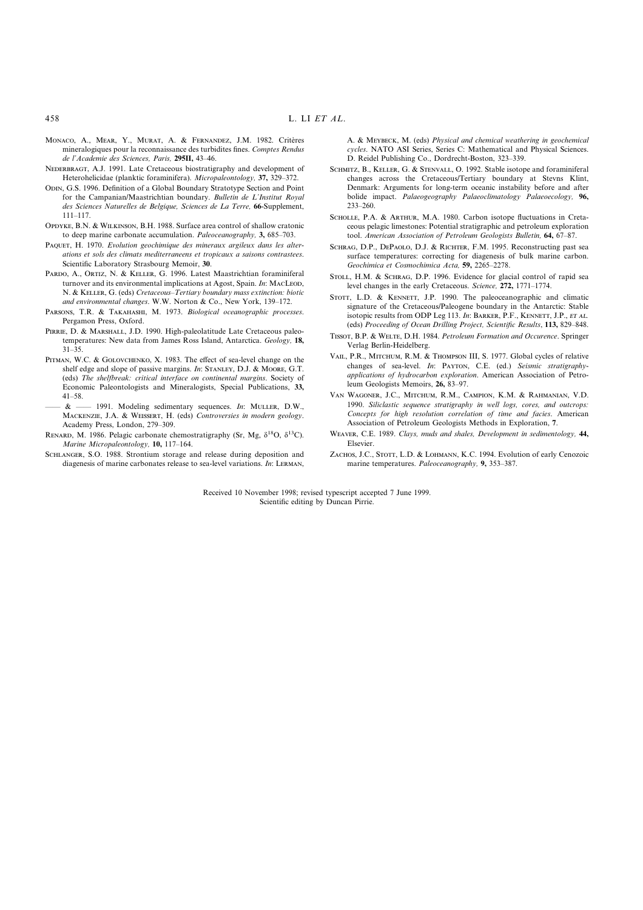MONACO, A., MEAR, Y., MURAT, A. & FERNANDEZ, J.M. 1982. Critères mineralogiques pour la reconnaissance des turbidites fines. *Comptes Rendus de l'Academie des Sciences, Paris,* **295II,** 43–46.

NEDERBRAGT, A.J. 1991. Late Cretaceous biostratigraphy and development of Heterohelicidae (planktic foraminifera). *Micropaleontology,* **37,** 329–372.

ODIN, G.S. 1996. Definition of a Global Boundary Stratotype Section and Point for the Campanian/Maastrichtian boundary. *Bulletin de L'Institut Royal des Sciences Naturelles de Belgique, Sciences de La Terre,* **66**-Supplement, 111–117.

OPDYKE, B.N. & WILKINSON, B.H. 1988. Surface area control of shallow cratonic to deep marine carbonate accumulation. *Paleoceanography,* **3,** 685–703.

PAQUET, H. 1970. *Evolution geochimique des mineraux argileux dans les alterations et sols des climats mediterraneens et tropicaux a saisons contrastees*. Scientific Laboratory Strasbourg Memoir, **30**.

PARDO, A., ORTIZ, N. & KELLER, G. 1996. Latest Maastrichtian foraminiferal turnover and its environmental implications at Agost, Spain. *In*: MACLEOD, N. & KELLER, G. (eds) *Cretaceous–Tertiary boundary mass extinction: biotic and environmental changes*. W.W. Norton & Co., New York, 139–172.

PARSONS, T.R. & TAKAHASHI, M. 1973. *Biological oceanographic processes*. Pergamon Press, Oxford.

PIRRIE, D. & MARSHALL, J.D. 1990. High-paleolatitude Late Cretaceous paleotemperatures: New data from James Ross Island, Antarctica. *Geology,* **18,** 31–35.

PITMAN, W.C. & GOLOVCHENKO, X. 1983. The effect of sea-level change on the shelf edge and slope of passive margins. *In*: STANLEY, D.J. & MOORE, G.T. (eds) *The shelfbreak: critical interface on continental margins*. Society of Economic Paleontologists and Mineralogists, Special Publications, **33,** 41–58.

—— & —— 1991. Modeling sedimentary sequences. *In*: MULLER, D.W., MACKENZIE, J.A. & WEISSERT, H. (eds) *Controversies in modern geology*. Academy Press, London, 279–309.

RENARD, M. 1986. Pelagic carbonate chemostratigraphy (Sr, Mg, $\delta^{18}O$, $\delta^{13}C$). *Marine Micropaleontology,* **10,** 117–164.

SCHLANGER, S.O. 1988. Strontium storage and release during deposition and diagenesis of marine carbonates release to sea-level variations. *In*: LERMAN, A. & MEYBECK, M. (eds) *Physical and chemical weathering in geochemical cycles*. NATO ASI Series, Series C: Mathematical and Physical Sciences. D. Reidel Publishing Co., Dordrecht-Boston, 323–339.

SCHMITZ, B., KELLER, G. & STENVALL, O. 1992. Stable isotope and foraminiferal changes across the Cretaceous/Tertiary boundary at Stevns Klint, Denmark: Arguments for long-term oceanic instability before and after bolide impact. *Palaeogeography Palaeoclimatology Palaeoecology,* **96,** 233–260.

SCHOLLE, P.A. & ARTHUR, M.A. 1980. Carbon isotope fluctuations in Cretaceous pelagic limestones: Potential stratigraphic and petroleum exploration tool. *American Association of Petroleum Geologists Bulletin,* **64,** 67–87.

SCHRAG, D.P., DEPAOLO, D.J. & RICHTER, F.M. 1995. Reconstructing past sea surface temperatures: correcting for diagenesis of bulk marine carbon. *Geochimica et Cosmochimica Acta,* **59,** 2265–2278.

STOLL, H.M. & SCHRAG, D.P. 1996. Evidence for glacial control of rapid sea level changes in the early Cretaceous. *Science,* **272,** 1771–1774.

STOTT, L.D. & KENNETT, J.P. 1990. The paleoceanographic and climatic signature of the Cretaceous/Paleogene boundary in the Antarctic: Stable isotopic results from ODP Leg 113. *In*: BARKER, P.F., KENNETT, J.P., ET AL. (eds) *Proceeding of Ocean Drilling Project, Scientific Results*, **113,** 829–848.

TISSOT, B.P. & WELTE, D.H. 1984. *Petroleum Formation and Occurence*. Springer Verlag Berlin-Heidelberg.

VAIL, P.R., MITCHUM, R.M. & THOMPSON III, S. 1977. Global cycles of relative changes of sea-level. *In*: PAYTON, C.E. (ed.) *Seismic stratigraphy-applications of hydrocarbon exploration*. American Association of Petroleum Geologists Memoirs, **26,** 83–97.

VAN WAGONER, J.C., MITCHUM, R.M., CAMPION, K.M. & RAHMANIAN, V.D. 1990. *Siliclastic sequence stratigraphy in well logs, cores, and outcrops: Concepts for high resolution correlation of time and facies*. American Association of Petroleum Geologists Methods in Exploration, **7**.

WEAVER, C.E. 1989. *Clays, muds and shales, Development in sedimentology,* **44,** Elsevier.

ZACHOS, J.C., STOTT, L.D. & LOHMANN, K.C. 1994. Evolution of early Cenozoic marine temperatures. *Paleoceanography,* **9,** 353–387.

Received 10 November 1998; revised typescript accepted 7 June 1999.
Scientific editing by Duncan Pirrie.